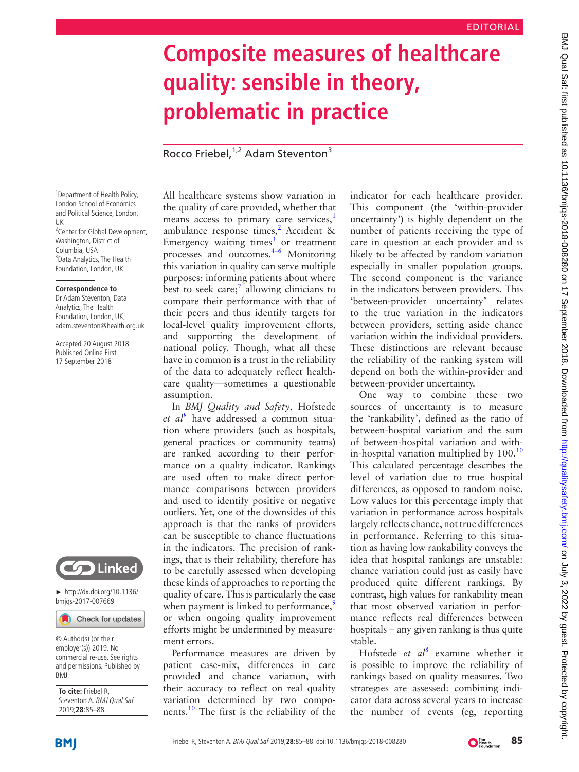EDITORIAL

# Composite measures of healthcare quality: sensible in theory, problematic in practice

Rocco Friebel,[1,2] Adam Steventon[3]

[1]Department of Health Policy, London School of Economics and Political Science, London, UK
[2]Center for Global Development, Washington, District of Columbia, USA
[3]Data Analytics, The Health Foundation, London, UK

**Correspondence to**
Dr Adam Steventon, Data Analytics, The Health Foundation, London, UK; adam.steventon@health.org.uk

Accepted 20 August 2018
Published Online First 17 September 2018

► http://dx.doi.org/10.1136/bmjqs-2017-007669

© Author(s) (or their employer(s)) 2019. No commercial re-use. See rights and permissions. Published by BMJ.

**To cite:** Friebel R, Steventon A. *BMJ Qual Saf* 2019;**28**:85–88.

All healthcare systems show variation in the quality of care provided, whether that means access to primary care services,[1] ambulance response times,[2] Accident & Emergency waiting times[3] or treatment processes and outcomes.[4–6] Monitoring this variation in quality can serve multiple purposes: informing patients about where best to seek care;[7] allowing clinicians to compare their performance with that of their peers and thus identify targets for local-level quality improvement efforts, and supporting the development of national policy. Though, what all these have in common is a trust in the reliability of the data to adequately reflect healthcare quality—sometimes a questionable assumption.

In *BMJ Quality and Safety*, Hofstede *et al*[8] have addressed a common situation where providers (such as hospitals, general practices or community teams) are ranked according to their performance on a quality indicator. Rankings are used often to make direct performance comparisons between providers and used to identify positive or negative outliers. Yet, one of the downsides of this approach is that the ranks of providers can be susceptible to chance fluctuations in the indicators. The precision of rankings, that is their reliability, therefore has to be carefully assessed when developing these kinds of approaches to reporting the quality of care. This is particularly the case when payment is linked to performance,[9] or when ongoing quality improvement efforts might be undermined by measurement errors.

Performance measures are driven by patient case-mix, differences in care provided and chance variation, with their accuracy to reflect on real quality variation determined by two components.[10] The first is the reliability of the indicator for each healthcare provider. This component (the 'within-provider uncertainty') is highly dependent on the number of patients receiving the type of care in question at each provider and is likely to be affected by random variation especially in smaller population groups. The second component is the variance in the indicators between providers. This 'between-provider uncertainty' relates to the true variation in the indicators between providers, setting aside chance variation within the individual providers. These distinctions are relevant because the reliability of the ranking system will depend on both the within-provider and between-provider uncertainty.

One way to combine these two sources of uncertainty is to measure the 'rankability', defined as the ratio of between-hospital variation and the sum of between-hospital variation and within-hospital variation multiplied by 100.[10] This calculated percentage describes the level of variation due to true hospital differences, as opposed to random noise. Low values for this percentage imply that variation in performance across hospitals largely reflects chance, not true differences in performance. Referring to this situation as having low rankability conveys the idea that hospital rankings are unstable: chance variation could just as easily have produced quite different rankings. By contrast, high values for rankability mean that most observed variation in performance reflects real differences between hospitals – any given ranking is thus quite stable.

Hofstede *et al*[8] examine whether it is possible to improve the reliability of rankings based on quality measures. Two strategies are assessed: combining indicator data across several years to increase the number of events (eg, reporting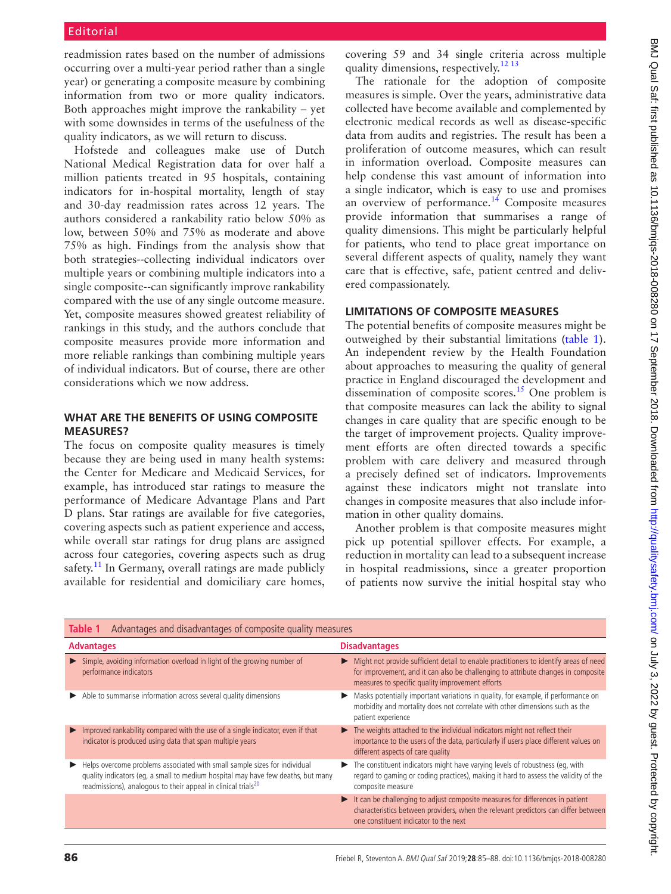readmission rates based on the number of admissions occurring over a multi-year period rather than a single year) or generating a composite measure by combining information from two or more quality indicators. Both approaches might improve the rankability – yet with some downsides in terms of the usefulness of the quality indicators, as we will return to discuss.

Hofstede and colleagues make use of Dutch National Medical Registration data for over half a million patients treated in 95 hospitals, containing indicators for in-hospital mortality, length of stay and 30-day readmission rates across 12 years. The authors considered a rankability ratio below 50% as low, between 50% and 75% as moderate and above 75% as high. Findings from the analysis show that both strategies--collecting individual indicators over multiple years or combining multiple indicators into a single composite--can significantly improve rankability compared with the use of any single outcome measure. Yet, composite measures showed greatest reliability of rankings in this study, and the authors conclude that composite measures provide more information and more reliable rankings than combining multiple years of individual indicators. But of course, there are other considerations which we now address.

## WHAT ARE THE BENEFITS OF USING COMPOSITE MEASURES?

The focus on composite quality measures is timely because they are being used in many health systems: the Center for Medicare and Medicaid Services, for example, has introduced star ratings to measure the performance of Medicare Advantage Plans and Part D plans. Star ratings are available for five categories, covering aspects such as patient experience and access, while overall star ratings for drug plans are assigned across four categories, covering aspects such as drug safety.[11] In Germany, overall ratings are made publicly available for residential and domiciliary care homes, covering 59 and 34 single criteria across multiple quality dimensions, respectively.[12 13]

The rationale for the adoption of composite measures is simple. Over the years, administrative data collected have become available and complemented by electronic medical records as well as disease-specific data from audits and registries. The result has been a proliferation of outcome measures, which can result in information overload. Composite measures can help condense this vast amount of information into a single indicator, which is easy to use and promises an overview of performance.[14] Composite measures provide information that summarises a range of quality dimensions. This might be particularly helpful for patients, who tend to place great importance on several different aspects of quality, namely they want care that is effective, safe, patient centred and delivered compassionately.

## LIMITATIONS OF COMPOSITE MEASURES

The potential benefits of composite measures might be outweighed by their substantial limitations (table 1). An independent review by the Health Foundation about approaches to measuring the quality of general practice in England discouraged the development and dissemination of composite scores.[15] One problem is that composite measures can lack the ability to signal changes in care quality that are specific enough to be the target of improvement projects. Quality improvement efforts are often directed towards a specific problem with care delivery and measured through a precisely defined set of indicators. Improvements against these indicators might not translate into changes in composite measures that also include information in other quality domains.

Another problem is that composite measures might pick up potential spillover effects. For example, a reduction in mortality can lead to a subsequent increase in hospital readmissions, since a greater proportion of patients now survive the initial hospital stay who

**Table 1** Advantages and disadvantages of composite quality measures

| Advantages | Disadvantages |
|---|---|
| ▶ Simple, avoiding information overload in light of the growing number of performance indicators | ▶ Might not provide sufficient detail to enable practitioners to identify areas of need for improvement, and it can also be challenging to attribute changes in composite measures to specific quality improvement efforts |
| ▶ Able to summarise information across several quality dimensions | ▶ Masks potentially important variations in quality, for example, if performance on morbidity and mortality does not correlate with other dimensions such as the patient experience |
| ▶ Improved rankability compared with the use of a single indicator, even if that indicator is produced using data that span multiple years | ▶ The weights attached to the individual indicators might not reflect their importance to the users of the data, particularly if users place different values on different aspects of care quality |
| ▶ Helps overcome problems associated with small sample sizes for individual quality indicators (eg, a small to medium hospital may have few deaths, but many readmissions), analogous to their appeal in clinical trials[20] | ▶ The constituent indicators might have varying levels of robustness (eg, with regard to gaming or coding practices), making it hard to assess the validity of the composite measure |
| | ▶ It can be challenging to adjust composite measures for differences in patient characteristics between providers, when the relevant predictors can differ between one constituent indicator to the next |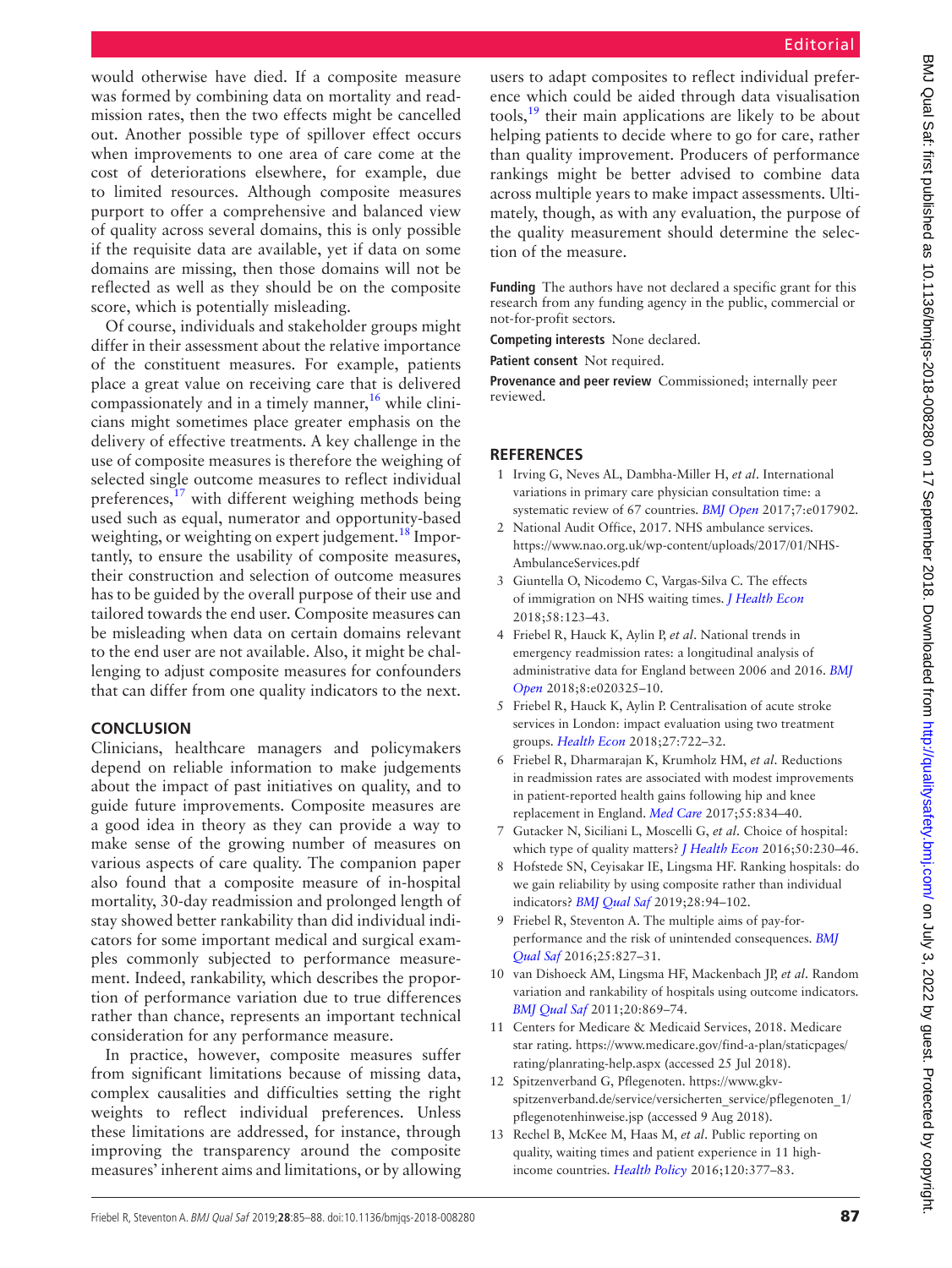would otherwise have died. If a composite measure was formed by combining data on mortality and readmission rates, then the two effects might be cancelled out. Another possible type of spillover effect occurs when improvements to one area of care come at the cost of deteriorations elsewhere, for example, due to limited resources. Although composite measures purport to offer a comprehensive and balanced view of quality across several domains, this is only possible if the requisite data are available, yet if data on some domains are missing, then those domains will not be reflected as well as they should be on the composite score, which is potentially misleading.

Of course, individuals and stakeholder groups might differ in their assessment about the relative importance of the constituent measures. For example, patients place a great value on receiving care that is delivered compassionately and in a timely manner,[16] while clinicians might sometimes place greater emphasis on the delivery of effective treatments. A key challenge in the use of composite measures is therefore the weighing of selected single outcome measures to reflect individual preferences,[17] with different weighing methods being used such as equal, numerator and opportunity-based weighting, or weighting on expert judgement.[18] Importantly, to ensure the usability of composite measures, their construction and selection of outcome measures has to be guided by the overall purpose of their use and tailored towards the end user. Composite measures can be misleading when data on certain domains relevant to the end user are not available. Also, it might be challenging to adjust composite measures for confounders that can differ from one quality indicators to the next.

## CONCLUSION

Clinicians, healthcare managers and policymakers depend on reliable information to make judgements about the impact of past initiatives on quality, and to guide future improvements. Composite measures are a good idea in theory as they can provide a way to make sense of the growing number of measures on various aspects of care quality. The companion paper also found that a composite measure of in-hospital mortality, 30-day readmission and prolonged length of stay showed better rankability than did individual indicators for some important medical and surgical examples commonly subjected to performance measurement. Indeed, rankability, which describes the proportion of performance variation due to true differences rather than chance, represents an important technical consideration for any performance measure.

In practice, however, composite measures suffer from significant limitations because of missing data, complex causalities and difficulties setting the right weights to reflect individual preferences. Unless these limitations are addressed, for instance, through improving the transparency around the composite measures' inherent aims and limitations, or by allowing users to adapt composites to reflect individual preference which could be aided through data visualisation tools,[19] their main applications are likely to be about helping patients to decide where to go for care, rather than quality improvement. Producers of performance rankings might be better advised to combine data across multiple years to make impact assessments. Ultimately, though, as with any evaluation, the purpose of the quality measurement should determine the selection of the measure.

**Funding** The authors have not declared a specific grant for this research from any funding agency in the public, commercial or not-for-profit sectors.

**Competing interests** None declared.

**Patient consent** Not required.

**Provenance and peer review** Commissioned; internally peer reviewed.

## REFERENCES

1. Irving G, Neves AL, Dambha-Miller H, *et al*. International variations in primary care physician consultation time: a systematic review of 67 countries. *BMJ Open* 2017;7:e017902.
2. National Audit Office, 2017. NHS ambulance services. https://www.nao.org.uk/wp-content/uploads/2017/01/NHS-AmbulanceServices.pdf
3. Giuntella O, Nicodemo C, Vargas-Silva C. The effects of immigration on NHS waiting times. *J Health Econ* 2018;58:123–43.
4. Friebel R, Hauck K, Aylin P, *et al*. National trends in emergency readmission rates: a longitudinal analysis of administrative data for England between 2006 and 2016. *BMJ Open* 2018;8:e020325–10.
5. Friebel R, Hauck K, Aylin P. Centralisation of acute stroke services in London: impact evaluation using two treatment groups. *Health Econ* 2018;27:722–32.
6. Friebel R, Dharmarajan K, Krumholz HM, *et al*. Reductions in readmission rates are associated with modest improvements in patient-reported health gains following hip and knee replacement in England. *Med Care* 2017;55:834–40.
7. Gutacker N, Siciliani L, Moscelli G, *et al*. Choice of hospital: which type of quality matters? *J Health Econ* 2016;50:230–46.
8. Hofstede SN, Ceyisakar IE, Lingsma HF. Ranking hospitals: do we gain reliability by using composite rather than individual indicators? *BMJ Qual Saf* 2019;28:94–102.
9. Friebel R, Steventon A. The multiple aims of pay-for-performance and the risk of unintended consequences. *BMJ Qual Saf* 2016;25:827–31.
10. van Dishoeck AM, Lingsma HF, Mackenbach JP, *et al*. Random variation and rankability of hospitals using outcome indicators. *BMJ Qual Saf* 2011;20:869–74.
11. Centers for Medicare & Medicaid Services, 2018. Medicare star rating. https://www.medicare.gov/find-a-plan/staticpages/rating/planrating-help.aspx (accessed 25 Jul 2018).
12. Spitzenverband G, Pflegenoten. https://www.gkv-spitzenverband.de/service/versicherten_service/pflegenoten_1/pflegenotenhinweise.jsp (accessed 9 Aug 2018).
13. Rechel B, McKee M, Haas M, *et al*. Public reporting on quality, waiting times and patient experience in 11 high-income countries. *Health Policy* 2016;120:377–83.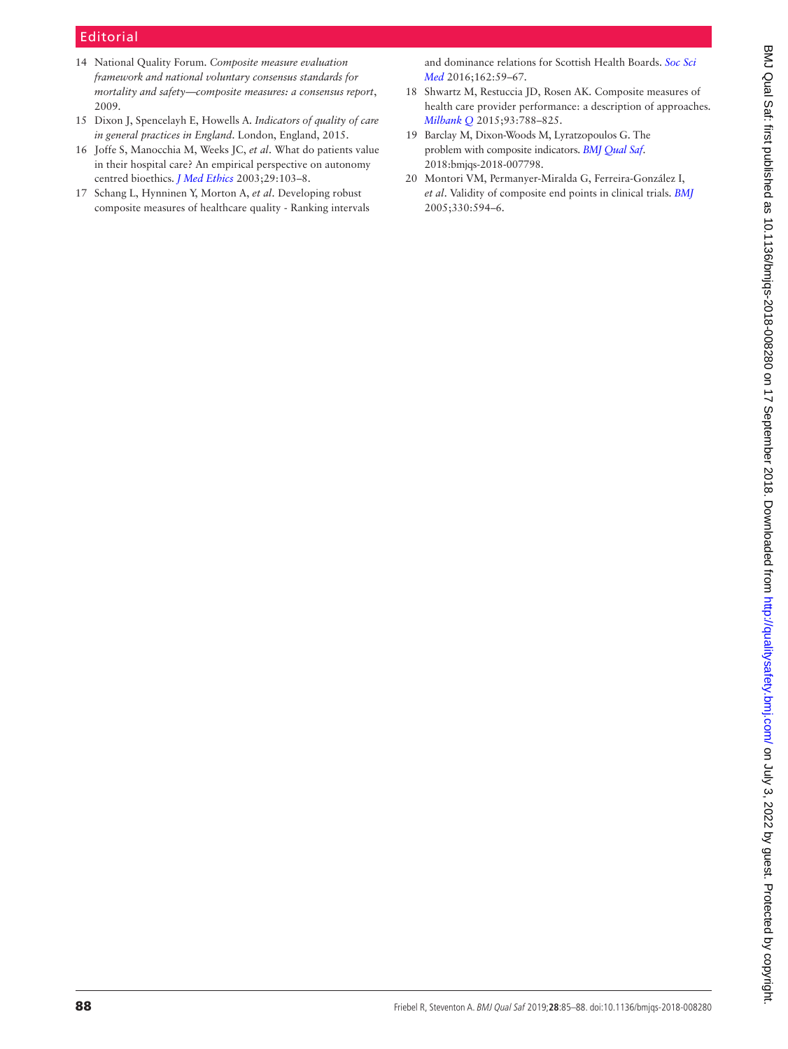14 National Quality Forum. *Composite measure evaluation framework and national voluntary consensus standards for mortality and safety—composite measures: a consensus report*, 2009.

15 Dixon J, Spencelayh E, Howells A. *Indicators of quality of care in general practices in England*. London, England, 2015.

16 Joffe S, Manocchia M, Weeks JC, *et al*. What do patients value in their hospital care? An empirical perspective on autonomy centred bioethics. *J Med Ethics* 2003;29:103–8.

17 Schang L, Hynninen Y, Morton A, *et al*. Developing robust composite measures of healthcare quality - Ranking intervals and dominance relations for Scottish Health Boards. *Soc Sci Med* 2016;162:59–67.

18 Shwartz M, Restuccia JD, Rosen AK. Composite measures of health care provider performance: a description of approaches. *Milbank Q* 2015;93:788–825.

19 Barclay M, Dixon-Woods M, Lyratzopoulos G. The problem with composite indicators. *BMJ Qual Saf*. 2018:bmjqs-2018-007798.

20 Montori VM, Permanyer-Miralda G, Ferreira-González I, *et al*. Validity of composite end points in clinical trials. *BMJ* 2005;330:594–6.